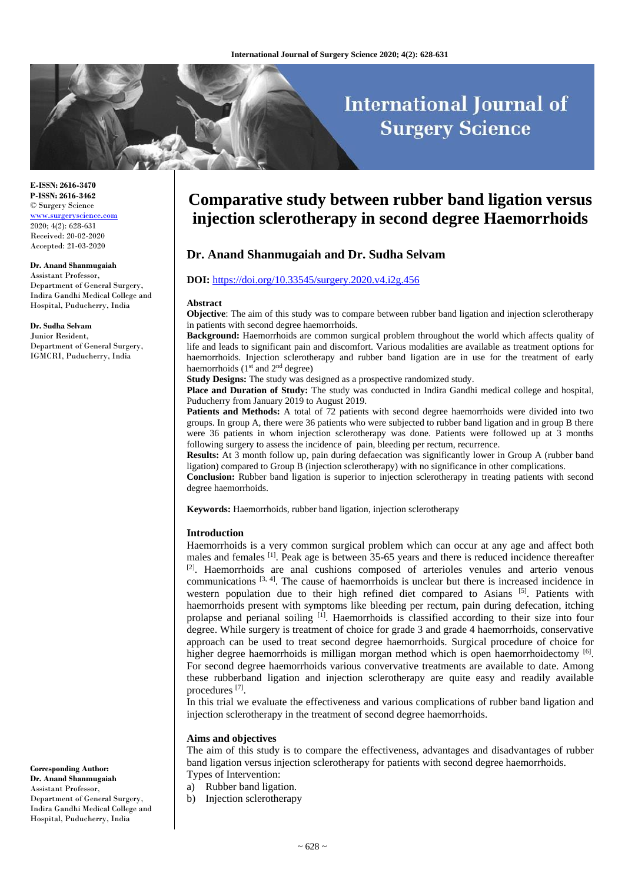**E-ISSN: 2616-3470**
**P-ISSN: 2616-3462**
© Surgery Science
www.surgeryscience.com
2020; 4(2): 628-631
Received: 20-02-2020
Accepted: 21-03-2020

**Dr. Anand Shanmugaiah**
Assistant Professor,
Department of General Surgery,
Indira Gandhi Medical College and Hospital, Puducherry, India

**Dr. Sudha Selvam**
Junior Resident,
Department of General Surgery,
IGMCRI, Puducherry, India

**Corresponding Author:**
**Dr. Anand Shanmugaiah**
Assistant Professor,
Department of General Surgery,
Indira Gandhi Medical College and Hospital, Puducherry, India

# Comparative study between rubber band ligation versus injection sclerotherapy in second degree Haemorrhoids

## Dr. Anand Shanmugaiah and Dr. Sudha Selvam

**DOI:** https://doi.org/10.33545/surgery.2020.v4.i2g.456

### Abstract

**Objective**: The aim of this study was to compare between rubber band ligation and injection sclerotherapy in patients with second degree haemorrhoids.

**Background:** Haemorrhoids are common surgical problem throughout the world which affects quality of life and leads to significant pain and discomfort. Various modalities are available as treatment options for haemorrhoids. Injection sclerotherapy and rubber band ligation are in use for the treatment of early haemorrhoids (1st and 2nd degree)

**Study Designs:** The study was designed as a prospective randomized study.

**Place and Duration of Study:** The study was conducted in Indira Gandhi medical college and hospital, Puducherry from January 2019 to August 2019.

**Patients and Methods:** A total of 72 patients with second degree haemorrhoids were divided into two groups. In group A, there were 36 patients who were subjected to rubber band ligation and in group B there were 36 patients in whom injection sclerotherapy was done. Patients were followed up at 3 months following surgery to assess the incidence of pain, bleeding per rectum, recurrence.

**Results:** At 3 month follow up, pain during defaecation was significantly lower in Group A (rubber band ligation) compared to Group B (injection sclerotherapy) with no significance in other complications.

**Conclusion:** Rubber band ligation is superior to injection sclerotherapy in treating patients with second degree haemorrhoids.

**Keywords:** Haemorrhoids, rubber band ligation, injection sclerotherapy

### Introduction

Haemorrhoids is a very common surgical problem which can occur at any age and affect both males and females [1]. Peak age is between 35-65 years and there is reduced incidence thereafter [2]. Haemorrhoids are anal cushions composed of arterioles venules and arterio venous communications [3, 4]. The cause of haemorrhoids is unclear but there is increased incidence in western population due to their high refined diet compared to Asians [5]. Patients with haemorrhoids present with symptoms like bleeding per rectum, pain during defecation, itching prolapse and perianal soiling [1]. Haemorrhoids is classified according to their size into four degree. While surgery is treatment of choice for grade 3 and grade 4 haemorrhoids, conservative approach can be used to treat second degree haemorrhoids. Surgical procedure of choice for higher degree haemorrhoids is milligan morgan method which is open haemorrhoidectomy [6]. For second degree haemorrhoids various convervative treatments are available to date. Among these rubberband ligation and injection sclerotherapy are quite easy and readily available procedures [7].

In this trial we evaluate the effectiveness and various complications of rubber band ligation and injection sclerotherapy in the treatment of second degree haemorrhoids.

### Aims and objectives

The aim of this study is to compare the effectiveness, advantages and disadvantages of rubber band ligation versus injection sclerotherapy for patients with second degree haemorrhoids.

Types of Intervention:

a) Rubber band ligation.
b) Injection sclerotherapy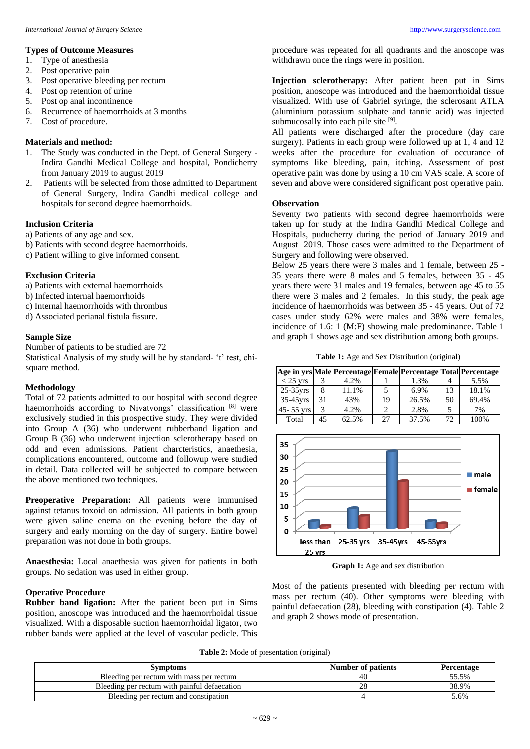### Types of Outcome Measures

1. Type of anesthesia
2. Post operative pain
3. Post operative bleeding per rectum
4. Post op retention of urine
5. Post op anal incontinence
6. Recurrence of haemorrhoids at 3 months
7. Cost of procedure.

### Materials and method:

1. The Study was conducted in the Dept. of General Surgery - Indira Gandhi Medical College and hospital, Pondicherry from January 2019 to august 2019
2. Patients will be selected from those admitted to Department of General Surgery, Indira Gandhi medical college and hospitals for second degree haemorrhoids.

### Inclusion Criteria

a) Patients of any age and sex.
b) Patients with second degree haemorrhoids.
c) Patient willing to give informed consent.

### Exclusion Criteria

a) Patients with external haemorrhoids
b) Infected internal haemorrhoids
c) Internal haemorrhoids with thrombus
d) Associated perianal fistula fissure.

### Sample Size

Number of patients to be studied are 72

Statistical Analysis of my study will be by standard- 't' test, chi-square method.

### Methodology

Total of 72 patients admitted to our hospital with second degree haemorrhoids according to Nivatvongs' classification [8] were exclusively studied in this prospective study. They were divided into Group A (36) who underwent rubberband ligation and Group B (36) who underwent injection sclerotherapy based on odd and even admissions. Patient charcteristics, anaethesia, complications encountered, outcome and followup were studied in detail. Data collected will be subjected to compare between the above mentioned two techniques.

**Preoperative Preparation:** All patients were immunised against tetanus toxoid on admission. All patients in both group were given saline enema on the evening before the day of surgery and early morning on the day of surgery. Entire bowel preparation was not done in both groups.

**Anaesthesia:** Local anaethesia was given for patients in both groups. No sedation was used in either group.

### Operative Procedure

**Rubber band ligation:** After the patient been put in Sims position, anoscope was introduced and the haemorrhoidal tissue visualized. With a disposable suction haemorrhoidal ligator, two rubber bands were applied at the level of vascular pedicle. This procedure was repeated for all quadrants and the anoscope was withdrawn once the rings were in position.

**Injection sclerotherapy:** After patient been put in Sims position, anoscope was introduced and the haemorrhoidal tissue visualized. With use of Gabriel syringe, the sclerosant ATLA (aluminium potassium sulphate and tannic acid) was injected submucosally into each pile site [9].

All patients were discharged after the procedure (day care surgery). Patients in each group were followed up at 1, 4 and 12 weeks after the procedure for evaluation of occurance of symptoms like bleeding, pain, itching. Assessment of post operative pain was done by using a 10 cm VAS scale. A score of seven and above were considered significant post operative pain.

### Observation

Seventy two patients with second degree haemorrhoids were taken up for study at the Indira Gandhi Medical College and Hospitals, puducherry during the period of January 2019 and August 2019. Those cases were admitted to the Department of Surgery and following were observed.

Below 25 years there were 3 males and 1 female, between 25 - 35 years there were 8 males and 5 females, between 35 - 45 years there were 31 males and 19 females, between age 45 to 55 there were 3 males and 2 females. In this study, the peak age incidence of haemorrhoids was between 35 - 45 years. Out of 72 cases under study 62% were males and 38% were females, incidence of 1.6: 1 (M:F) showing male predominance. Table 1 and graph 1 shows age and sex distribution among both groups.

**Table 1:** Age and Sex Distribution (original)

| Age in yrs | Male | Percentage | Female | Percentage | Total | Percentage |
|---|---|---|---|---|---|---|
| < 25 yrs | 3 | 4.2% | 1 | 1.3% | 4 | 5.5% |
| 25-35yrs | 8 | 11.1% | 5 | 6.9% | 13 | 18.1% |
| 35-45yrs | 31 | 43% | 19 | 26.5% | 50 | 69.4% |
| 45- 55 yrs | 3 | 4.2% | 2 | 2.8% | 5 | 7% |
| Total | 45 | 62.5% | 27 | 37.5% | 72 | 100% |

**Graph 1:** Age and sex distribution

Most of the patients presented with bleeding per rectum with mass per rectum (40). Other symptoms were bleeding with painful defaecation (28), bleeding with constipation (4). Table 2 and graph 2 shows mode of presentation.

**Table 2:** Mode of presentation (original)

| Symptoms | Number of patients | Percentage |
|---|---|---|
| Bleeding per rectum with mass per rectum | 40 | 55.5% |
| Bleeding per rectum with painful defaecation | 28 | 38.9% |
| Bleeding per rectum and constipation | 4 | 5.6% |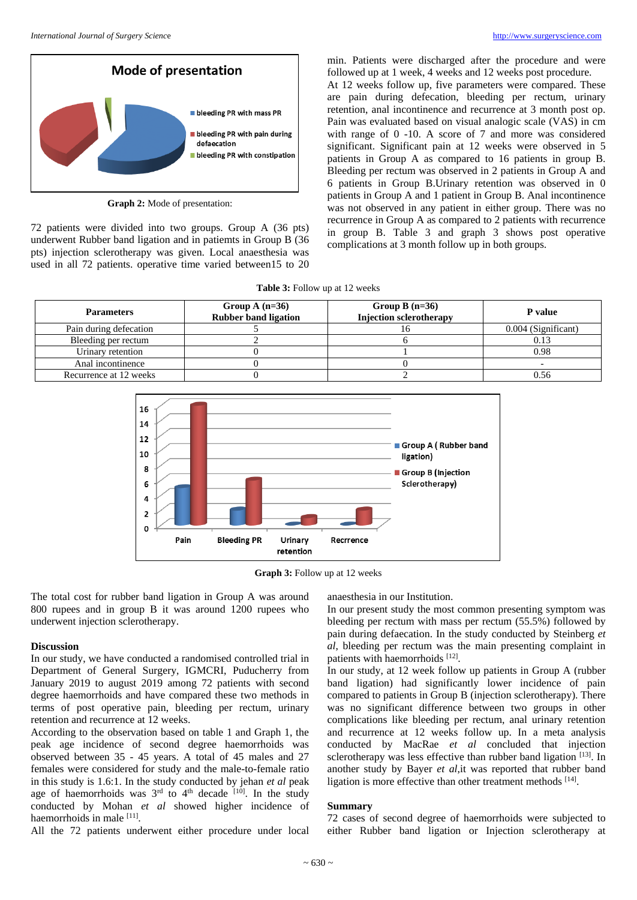Graph 2: Mode of presentation:

72 patients were divided into two groups. Group A (36 pts) underwent Rubber band ligation and in patiemts in Group B (36 pts) injection sclerotherapy was given. Local anaesthesia was used in all 72 patients. operative time varied between15 to 20 min. Patients were discharged after the procedure and were followed up at 1 week, 4 weeks and 12 weeks post procedure.

At 12 weeks follow up, five parameters were compared. These are pain during defecation, bleeding per rectum, urinary retention, anal incontinence and recurrence at 3 month post op. Pain was evaluated based on visual analogic scale (VAS) in cm with range of 0 -10. A score of 7 and more was considered significant. Significant pain at 12 weeks were observed in 5 patients in Group A as compared to 16 patients in group B. Bleeding per rectum was observed in 2 patients in Group A and 6 patients in Group B.Urinary retention was observed in 0 patients in Group A and 1 patient in Group B. Anal incontinence was not observed in any patient in either group. There was no recurrence in Group A as compared to 2 patients with recurrence in group B. Table 3 and graph 3 shows post operative complications at 3 month follow up in both groups.

**Table 3:** Follow up at 12 weeks

| Parameters | Group A (n=36) Rubber band ligation | Group B (n=36) Injection sclerotherapy | P value |
|---|---|---|---|
| Pain during defecation | 5 | 16 | 0.004 (Significant) |
| Bleeding per rectum | 2 | 6 | 0.13 |
| Urinary retention | 0 | 1 | 0.98 |
| Anal incontinence | 0 | 0 | - |
| Recurrence at 12 weeks | 0 | 2 | 0.56 |

**Graph 3:** Follow up at 12 weeks

The total cost for rubber band ligation in Group A was around 800 rupees and in group B it was around 1200 rupees who underwent injection sclerotherapy.

## Discussion

In our study, we have conducted a randomised controlled trial in Department of General Surgery, IGMCRI, Puducherry from January 2019 to august 2019 among 72 patients with second degree haemorrhoids and have compared these two methods in terms of post operative pain, bleeding per rectum, urinary retention and recurrence at 12 weeks.

According to the observation based on table 1 and Graph 1, the peak age incidence of second degree haemorrhoids was observed between 35 - 45 years. A total of 45 males and 27 females were considered for study and the male-to-female ratio in this study is 1.6:1. In the study conducted by jehan *et al* peak age of haemorrhoids was 3rd to 4th decade [10]. In the study conducted by Mohan *et al* showed higher incidence of haemorrhoids in male [11].

All the 72 patients underwent either procedure under local anaesthesia in our Institution.

In our present study the most common presenting symptom was bleeding per rectum with mass per rectum (55.5%) followed by pain during defaecation. In the study conducted by Steinberg *et al*, bleeding per rectum was the main presenting complaint in patients with haemorrhoids [12].

In our study, at 12 week follow up patients in Group A (rubber band ligation) had significantly lower incidence of pain compared to patients in Group B (injection sclerotherapy). There was no significant difference between two groups in other complications like bleeding per rectum, anal urinary retention and recurrence at 12 weeks follow up. In a meta analysis conducted by MacRae *et al* concluded that injection sclerotherapy was less effective than rubber band ligation [13]. In another study by Bayer *et al*,it was reported that rubber band ligation is more effective than other treatment methods [14].

## Summary

72 cases of second degree of haemorrhoids were subjected to either Rubber band ligation or Injection sclerotherapy at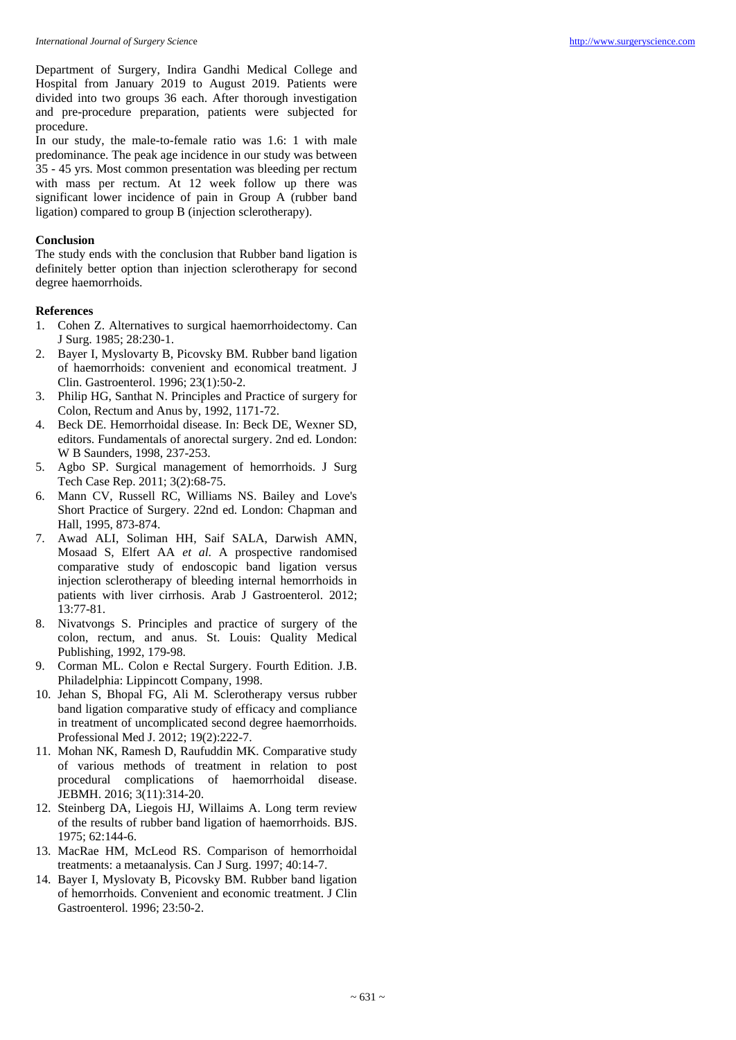Department of Surgery, Indira Gandhi Medical College and Hospital from January 2019 to August 2019. Patients were divided into two groups 36 each. After thorough investigation and pre-procedure preparation, patients were subjected for procedure.

In our study, the male-to-female ratio was 1.6: 1 with male predominance. The peak age incidence in our study was between 35 - 45 yrs. Most common presentation was bleeding per rectum with mass per rectum. At 12 week follow up there was significant lower incidence of pain in Group A (rubber band ligation) compared to group B (injection sclerotherapy).

**Conclusion**

The study ends with the conclusion that Rubber band ligation is definitely better option than injection sclerotherapy for second degree haemorrhoids.

**References**

1. Cohen Z. Alternatives to surgical haemorrhoidectomy. Can J Surg. 1985; 28:230-1.
2. Bayer I, Myslovarty B, Picovsky BM. Rubber band ligation of haemorrhoids: convenient and economical treatment. J Clin. Gastroenterol. 1996; 23(1):50-2.
3. Philip HG, Santhat N. Principles and Practice of surgery for Colon, Rectum and Anus by, 1992, 1171-72.
4. Beck DE. Hemorrhoidal disease. In: Beck DE, Wexner SD, editors. Fundamentals of anorectal surgery. 2nd ed. London: W B Saunders, 1998, 237-253.
5. Agbo SP. Surgical management of hemorrhoids. J Surg Tech Case Rep. 2011; 3(2):68-75.
6. Mann CV, Russell RC, Williams NS. Bailey and Love's Short Practice of Surgery. 22nd ed. London: Chapman and Hall, 1995, 873-874.
7. Awad ALI, Soliman HH, Saif SALA, Darwish AMN, Mosaad S, Elfert AA *et al*. A prospective randomised comparative study of endoscopic band ligation versus injection sclerotherapy of bleeding internal hemorrhoids in patients with liver cirrhosis. Arab J Gastroenterol. 2012; 13:77-81.
8. Nivatvongs S. Principles and practice of surgery of the colon, rectum, and anus. St. Louis: Quality Medical Publishing, 1992, 179-98.
9. Corman ML. Colon e Rectal Surgery. Fourth Edition. J.B. Philadelphia: Lippincott Company, 1998.
10. Jehan S, Bhopal FG, Ali M. Sclerotherapy versus rubber band ligation comparative study of efficacy and compliance in treatment of uncomplicated second degree haemorrhoids. Professional Med J. 2012; 19(2):222-7.
11. Mohan NK, Ramesh D, Raufuddin MK. Comparative study of various methods of treatment in relation to post procedural complications of haemorrhoidal disease. JEBMH. 2016; 3(11):314-20.
12. Steinberg DA, Liegois HJ, Willaims A. Long term review of the results of rubber band ligation of haemorrhoids. BJS. 1975; 62:144-6.
13. MacRae HM, McLeod RS. Comparison of hemorrhoidal treatments: a metaanalysis. Can J Surg. 1997; 40:14-7.
14. Bayer I, Myslovaty B, Picovsky BM. Rubber band ligation of hemorrhoids. Convenient and economic treatment. J Clin Gastroenterol. 1996; 23:50-2.